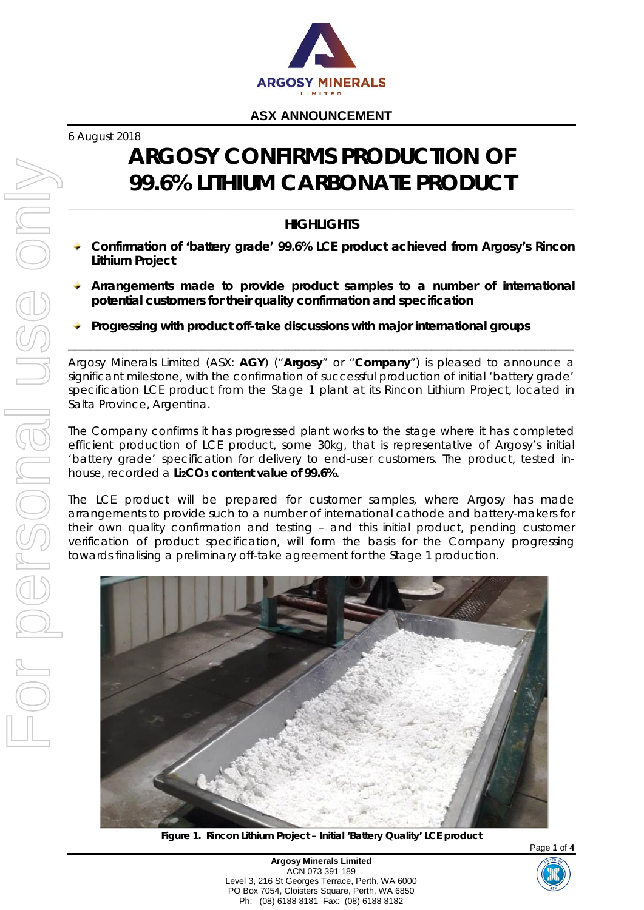ASX ANNOUNCEMENT

6 August 2018

# ARGOSY CONFIRMS PRODUCTION OF 99.6% LITHIUM CARBONATE PRODUCT

## HIGHLIGHTS

- **Confirmation of 'battery grade' 99.6% LCE product achieved from Argosy's Rincon Lithium Project**
- **Arrangements made to provide product samples to a number of international potential customers for their quality confirmation and specification**
- **Progressing with product off-take discussions with major international groups**

Argosy Minerals Limited (ASX: **AGY**) ("**Argosy**" or "**Company**") is pleased to announce a significant milestone, with the confirmation of successful production of initial 'battery grade' specification LCE product from the Stage 1 plant at its Rincon Lithium Project, located in Salta Province, Argentina.

The Company confirms it has progressed plant works to the stage where it has completed efficient production of LCE product, some 30kg, that is representative of Argosy's initial 'battery grade' specification for delivery to end-user customers. The product, tested in-house, recorded a **$Li_2CO_3$ content value of 99.6%**.

The LCE product will be prepared for customer samples, where Argosy has made arrangements to provide such to a number of international cathode and battery-makers for their own quality confirmation and testing – and this initial product, pending customer verification of product specification, will form the basis for the Company progressing towards finalising a preliminary off-take agreement for the Stage 1 production.

**Figure 1. Rincon Lithium Project – Initial 'Battery Quality' LCE product**

**Argosy Minerals Limited**
ACN 073 391 189
Level 3, 216 St Georges Terrace, Perth, WA 6000
PO Box 7054, Cloisters Square, Perth, WA 6850
Ph: (08) 6188 8181 Fax: (08) 6188 8182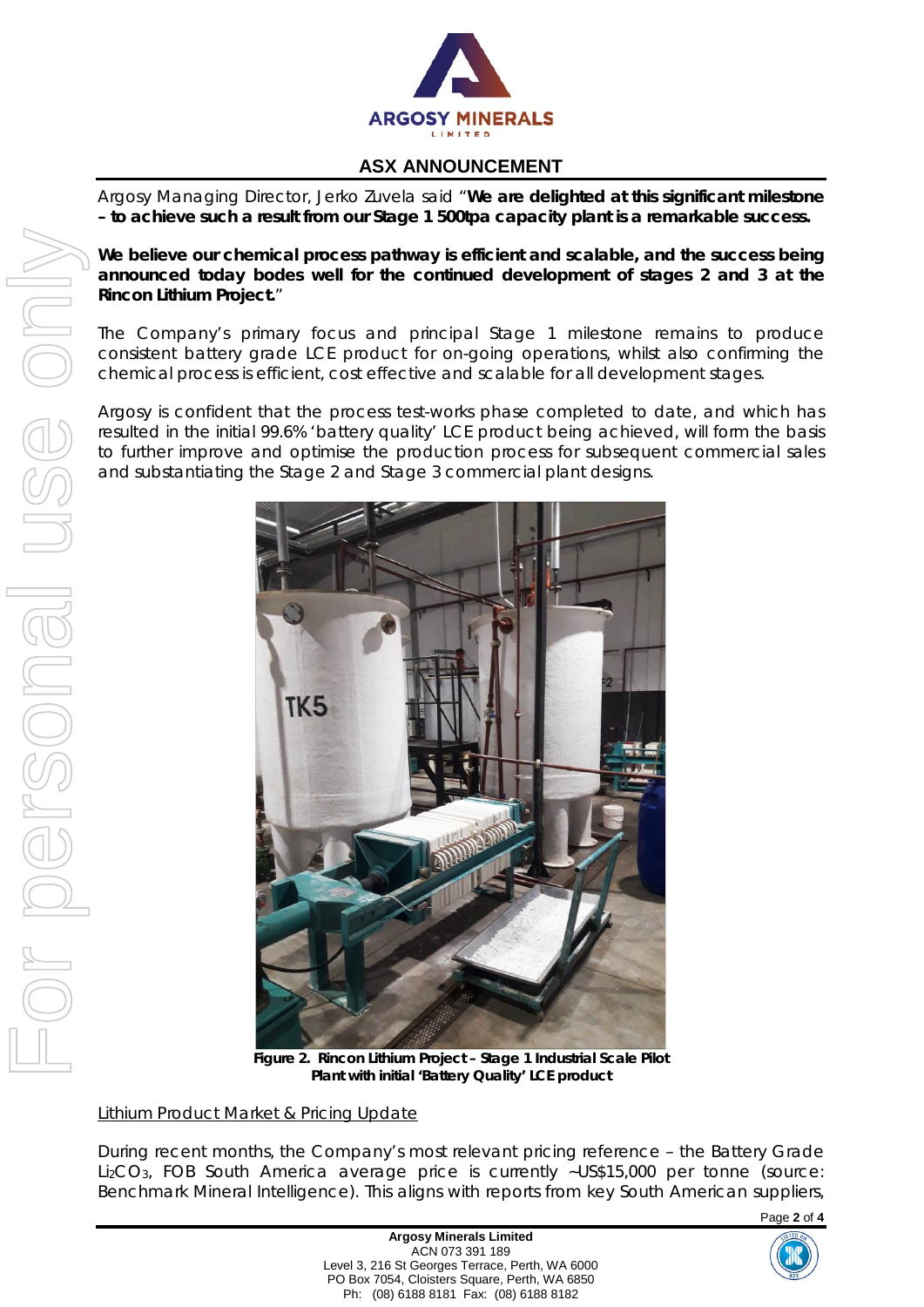Argosy Managing Director, Jerko Zuvela said "**We are delighted at this significant milestone – to achieve such a result from our Stage 1 500tpa capacity plant is a remarkable success.**

**We believe our chemical process pathway is efficient and scalable, and the success being announced today bodes well for the continued development of stages 2 and 3 at the Rincon Lithium Project.**"

The Company's primary focus and principal Stage 1 milestone remains to produce consistent battery grade LCE product for on-going operations, whilst also confirming the chemical process is efficient, cost effective and scalable for all development stages.

Argosy is confident that the process test-works phase completed to date, and which has resulted in the initial 99.6% 'battery quality' LCE product being achieved, will form the basis to further improve and optimise the production process for subsequent commercial sales and substantiating the Stage 2 and Stage 3 commercial plant designs.

**Figure 2. Rincon Lithium Project – Stage 1 Industrial Scale Pilot Plant with initial 'Battery Quality' LCE product**

Lithium Product Market & Pricing Update

During recent months, the Company's most relevant pricing reference – the Battery Grade $Li_2CO_3$, FOB South America average price is currently ~US$15,000 per tonne (source: Benchmark Mineral Intelligence). This aligns with reports from key South American suppliers,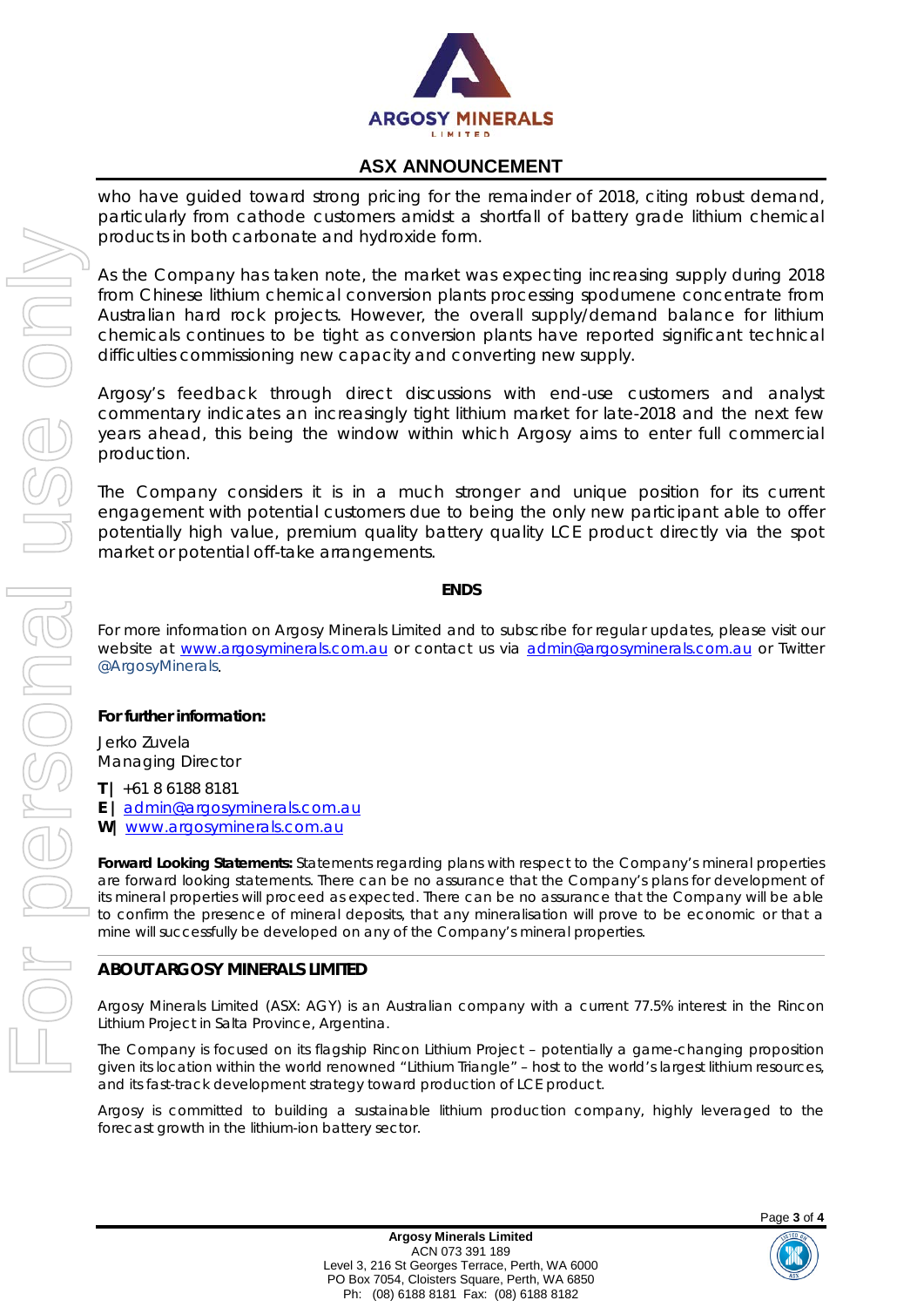who have guided toward strong pricing for the remainder of 2018, citing robust demand, particularly from cathode customers amidst a shortfall of battery grade lithium chemical products in both carbonate and hydroxide form.

As the Company has taken note, the market was expecting increasing supply during 2018 from Chinese lithium chemical conversion plants processing spodumene concentrate from Australian hard rock projects. However, the overall supply/demand balance for lithium chemicals continues to be tight as conversion plants have reported significant technical difficulties commissioning new capacity and converting new supply.

Argosy's feedback through direct discussions with end-use customers and analyst commentary indicates an increasingly tight lithium market for late-2018 and the next few years ahead, this being the window within which Argosy aims to enter full commercial production.

The Company considers it is in a much stronger and unique position for its current engagement with potential customers due to being the only new participant able to offer potentially high value, premium quality battery quality LCE product directly via the spot market or potential off-take arrangements.

**ENDS**

For more information on Argosy Minerals Limited and to subscribe for regular updates, please visit our website at www.argosyminerals.com.au or contact us via admin@argosyminerals.com.au or Twitter @ArgosyMinerals.

**For further information:**

Jerko Zuvela
Managing Director

**T |** +61 8 6188 8181
**E |** admin@argosyminerals.com.au
**W|** www.argosyminerals.com.au

**Forward Looking Statements:** Statements regarding plans with respect to the Company's mineral properties are forward looking statements. There can be no assurance that the Company's plans for development of its mineral properties will proceed as expected. There can be no assurance that the Company will be able to confirm the presence of mineral deposits, that any mineralisation will prove to be economic or that a mine will successfully be developed on any of the Company's mineral properties.

## ABOUT ARGOSY MINERALS LIMITED

Argosy Minerals Limited (ASX: AGY) is an Australian company with a current 77.5% interest in the Rincon Lithium Project in Salta Province, Argentina.

The Company is focused on its flagship Rincon Lithium Project – potentially a game-changing proposition given its location within the world renowned "Lithium Triangle" – host to the world's largest lithium resources, and its fast-track development strategy toward production of LCE product.

Argosy is committed to building a sustainable lithium production company, highly leveraged to the forecast growth in the lithium-ion battery sector.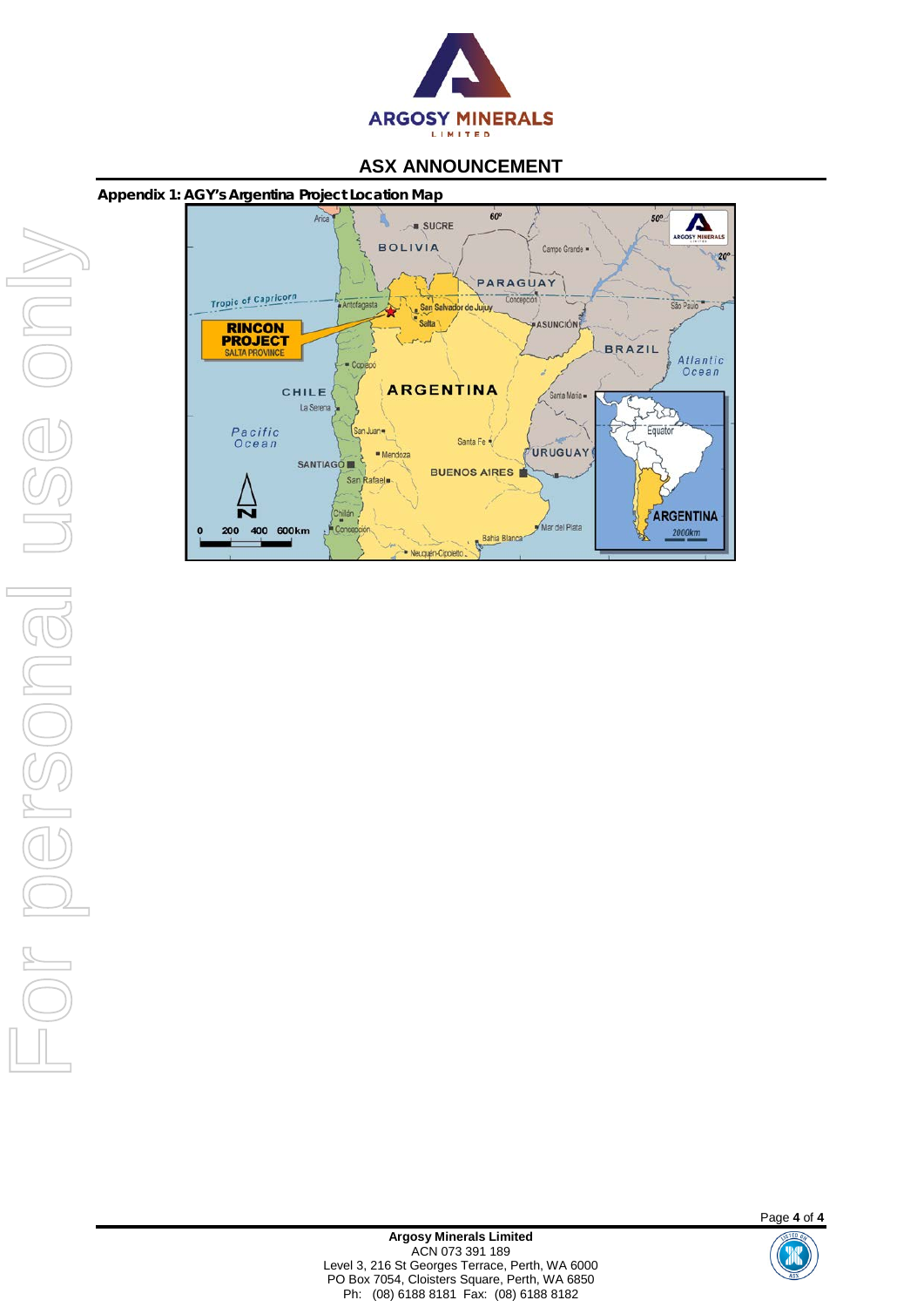# ASX ANNOUNCEMENT

**Appendix 1: AGY's Argentina Project Location Map**

RINCON PROJECT
SALTA PROVINCE

Arica
SUCRE
BOLIVIA
60°
50°
20°
Campo Grande
PARAGUAY
Tropic of Capricorn
Antofagasta
San Salvador de Jujuy
Salta
Concepción
São Paulo
ASUNCIÓN
BRAZIL
Atlantic Ocean
Copiapo
CHILE
ARGENTINA
Santa Maria
La Serena
Equator
Pacific Ocean
San Juan
Santa Fe
URUGUAY
Mendoza
SANTIAGO
BUENOS AIRES
San Rafael
N
ARGENTINA
Chillán
2000km
0 200 400 600km
Concepción
Mar del Plata
Bahia Blanca
Neuquen-Cipolletto

**Argosy Minerals Limited**
ACN 073 391 189
Level 3, 216 St Georges Terrace, Perth, WA 6000
PO Box 7054, Cloisters Square, Perth, WA 6850
Ph: (08) 6188 8181 Fax: (08) 6188 8182